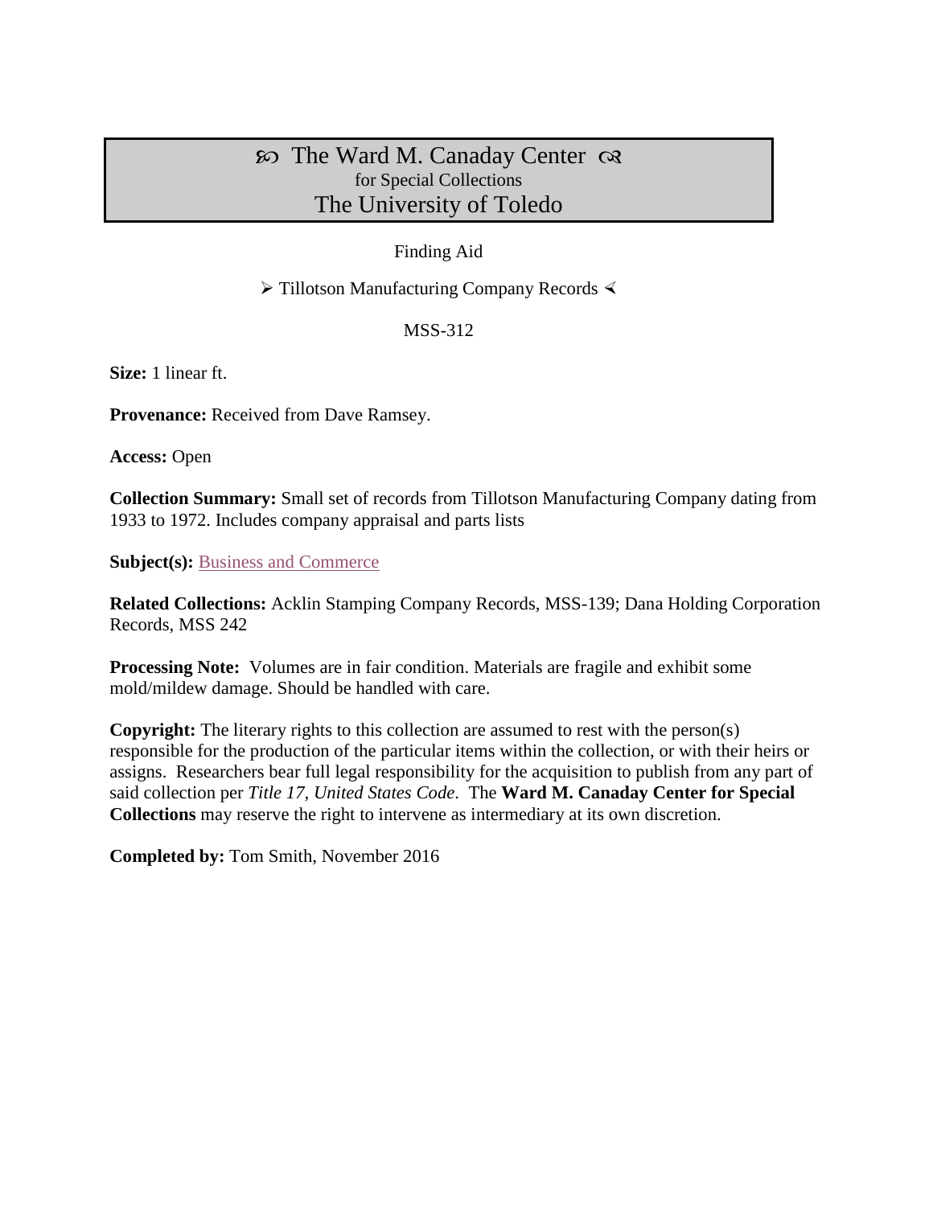# ꕥ The Ward M. Canaday Center ꕥ
for Special Collections
## The University of Toledo

Finding Aid

➢ Tillotson Manufacturing Company Records ≺

MSS-312

**Size:** 1 linear ft.

**Provenance:** Received from Dave Ramsey.

**Access:** Open

**Collection Summary:** Small set of records from Tillotson Manufacturing Company dating from 1933 to 1972. Includes company appraisal and parts lists

**Subject(s):** Business and Commerce

**Related Collections:** Acklin Stamping Company Records, MSS-139; Dana Holding Corporation Records, MSS 242

**Processing Note:** Volumes are in fair condition. Materials are fragile and exhibit some mold/mildew damage. Should be handled with care.

**Copyright:** The literary rights to this collection are assumed to rest with the person(s) responsible for the production of the particular items within the collection, or with their heirs or assigns. Researchers bear full legal responsibility for the acquisition to publish from any part of said collection per *Title 17, United States Code*. The **Ward M. Canaday Center for Special Collections** may reserve the right to intervene as intermediary at its own discretion.

**Completed by:** Tom Smith, November 2016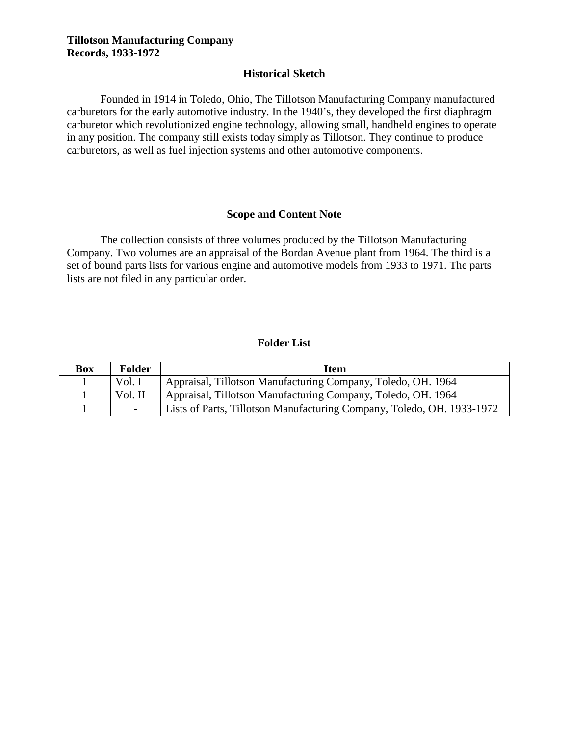**Tillotson Manufacturing Company**
**Records, 1933-1972**

## Historical Sketch

Founded in 1914 in Toledo, Ohio, The Tillotson Manufacturing Company manufactured carburetors for the early automotive industry. In the 1940's, they developed the first diaphragm carburetor which revolutionized engine technology, allowing small, handheld engines to operate in any position. The company still exists today simply as Tillotson. They continue to produce carburetors, as well as fuel injection systems and other automotive components.

## Scope and Content Note

The collection consists of three volumes produced by the Tillotson Manufacturing Company. Two volumes are an appraisal of the Bordan Avenue plant from 1964. The third is a set of bound parts lists for various engine and automotive models from 1933 to 1971. The parts lists are not filed in any particular order.

## Folder List

| Box | Folder | Item |
|---|---|---|
| 1 | Vol. I | Appraisal, Tillotson Manufacturing Company, Toledo, OH. 1964 |
| 1 | Vol. II | Appraisal, Tillotson Manufacturing Company, Toledo, OH. 1964 |
| 1 | - | Lists of Parts, Tillotson Manufacturing Company, Toledo, OH. 1933-1972 |